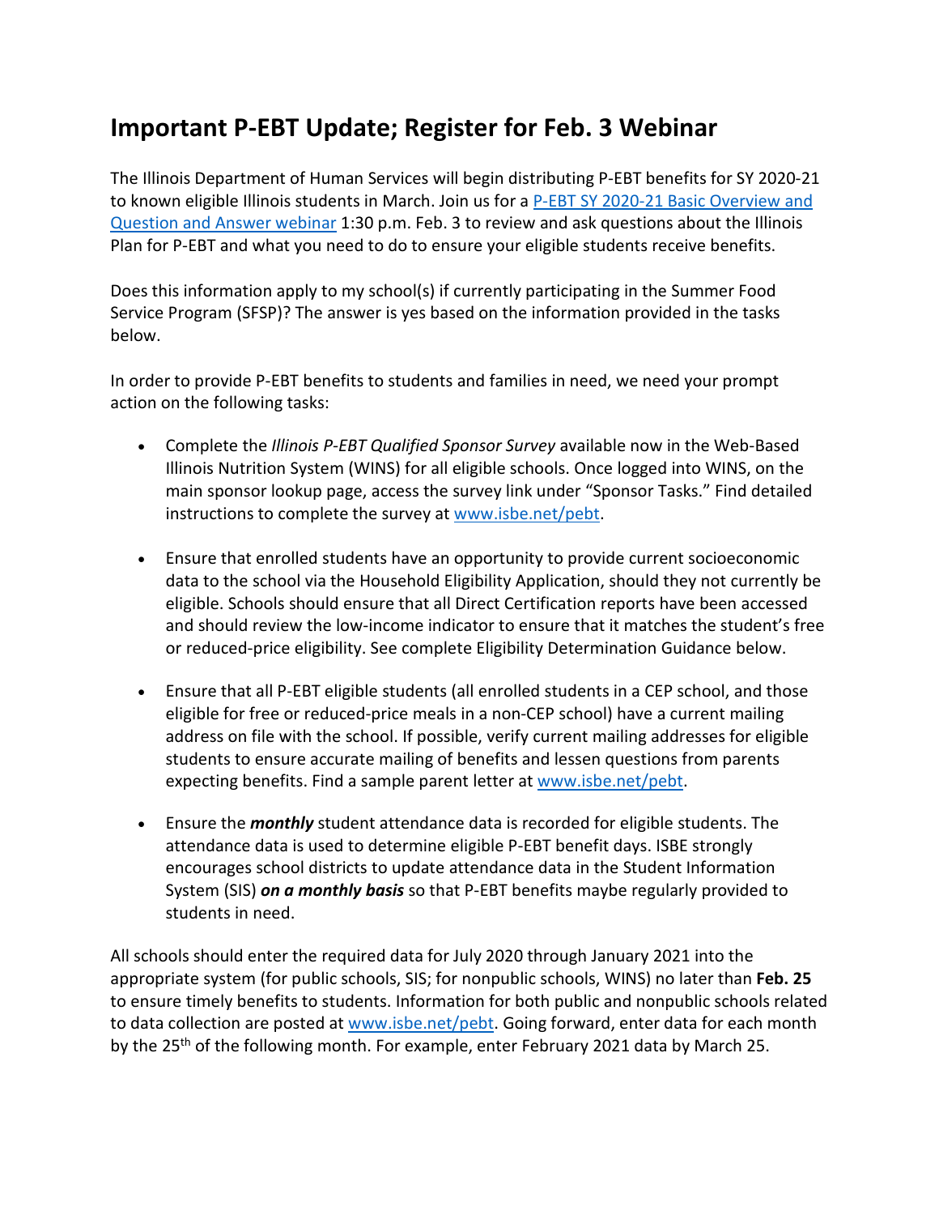## Important P-EBT Update; Register for Feb. 3 Webinar

The Illinois Department of Human Services will begin distributing P-EBT benefits for SY 2020-21 to known eligible Illinois students in March. Join us for a [P-EBT SY 2020-21 Basic Overview and Question and Answer webinar]() 1:30 p.m. Feb. 3 to review and ask questions about the Illinois Plan for P-EBT and what you need to do to ensure your eligible students receive benefits.

Does this information apply to my school(s) if currently participating in the Summer Food Service Program (SFSP)? The answer is yes based on the information provided in the tasks below.

In order to provide P-EBT benefits to students and families in need, we need your prompt action on the following tasks:

- Complete the *Illinois P-EBT Qualified Sponsor Survey* available now in the Web-Based Illinois Nutrition System (WINS) for all eligible schools. Once logged into WINS, on the main sponsor lookup page, access the survey link under "Sponsor Tasks." Find detailed instructions to complete the survey at [www.isbe.net/pebt](www.isbe.net/pebt).

- Ensure that enrolled students have an opportunity to provide current socioeconomic data to the school via the Household Eligibility Application, should they not currently be eligible. Schools should ensure that all Direct Certification reports have been accessed and should review the low-income indicator to ensure that it matches the student's free or reduced-price eligibility. See complete Eligibility Determination Guidance below.

- Ensure that all P-EBT eligible students (all enrolled students in a CEP school, and those eligible for free or reduced-price meals in a non-CEP school) have a current mailing address on file with the school. If possible, verify current mailing addresses for eligible students to ensure accurate mailing of benefits and lessen questions from parents expecting benefits. Find a sample parent letter at [www.isbe.net/pebt](www.isbe.net/pebt).

- Ensure the ***monthly*** student attendance data is recorded for eligible students. The attendance data is used to determine eligible P-EBT benefit days. ISBE strongly encourages school districts to update attendance data in the Student Information System (SIS) ***on a monthly basis*** so that P-EBT benefits maybe regularly provided to students in need.

All schools should enter the required data for July 2020 through January 2021 into the appropriate system (for public schools, SIS; for nonpublic schools, WINS) no later than **Feb. 25** to ensure timely benefits to students. Information for both public and nonpublic schools related to data collection are posted at [www.isbe.net/pebt](www.isbe.net/pebt). Going forward, enter data for each month by the 25th of the following month. For example, enter February 2021 data by March 25.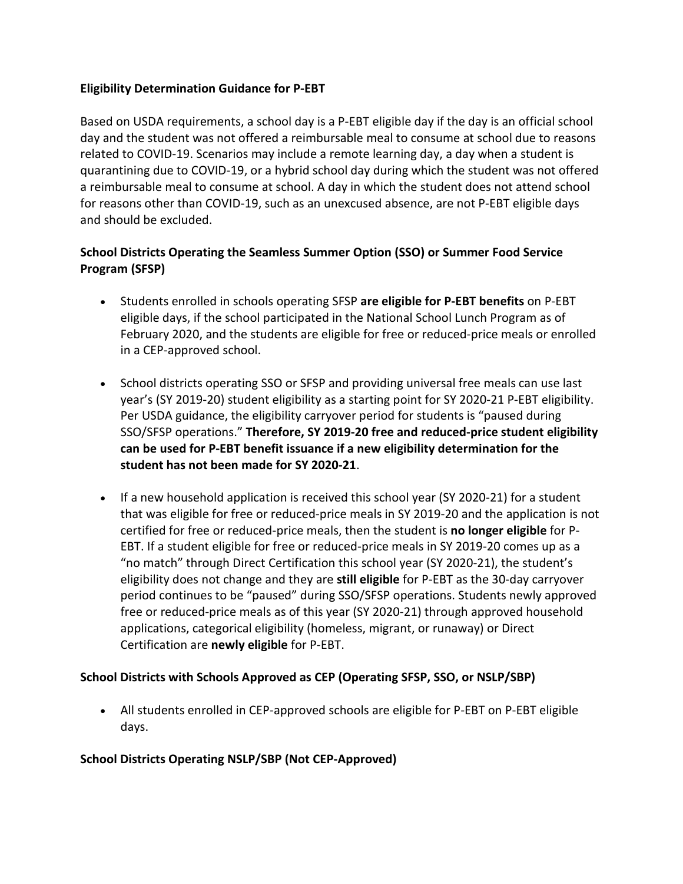**Eligibility Determination Guidance for P-EBT**

Based on USDA requirements, a school day is a P-EBT eligible day if the day is an official school day and the student was not offered a reimbursable meal to consume at school due to reasons related to COVID-19. Scenarios may include a remote learning day, a day when a student is quarantining due to COVID-19, or a hybrid school day during which the student was not offered a reimbursable meal to consume at school. A day in which the student does not attend school for reasons other than COVID-19, such as an unexcused absence, are not P-EBT eligible days and should be excluded.

**School Districts Operating the Seamless Summer Option (SSO) or Summer Food Service Program (SFSP)**

- Students enrolled in schools operating SFSP **are eligible for P-EBT benefits** on P-EBT eligible days, if the school participated in the National School Lunch Program as of February 2020, and the students are eligible for free or reduced-price meals or enrolled in a CEP-approved school.

- School districts operating SSO or SFSP and providing universal free meals can use last year's (SY 2019-20) student eligibility as a starting point for SY 2020-21 P-EBT eligibility. Per USDA guidance, the eligibility carryover period for students is "paused during SSO/SFSP operations." **Therefore, SY 2019-20 free and reduced-price student eligibility can be used for P-EBT benefit issuance if a new eligibility determination for the student has not been made for SY 2020-21**.

- If a new household application is received this school year (SY 2020-21) for a student that was eligible for free or reduced-price meals in SY 2019-20 and the application is not certified for free or reduced-price meals, then the student is **no longer eligible** for P-EBT. If a student eligible for free or reduced-price meals in SY 2019-20 comes up as a "no match" through Direct Certification this school year (SY 2020-21), the student's eligibility does not change and they are **still eligible** for P-EBT as the 30-day carryover period continues to be "paused" during SSO/SFSP operations. Students newly approved free or reduced-price meals as of this year (SY 2020-21) through approved household applications, categorical eligibility (homeless, migrant, or runaway) or Direct Certification are **newly eligible** for P-EBT.

**School Districts with Schools Approved as CEP (Operating SFSP, SSO, or NSLP/SBP)**

- All students enrolled in CEP-approved schools are eligible for P-EBT on P-EBT eligible days.

**School Districts Operating NSLP/SBP (Not CEP-Approved)**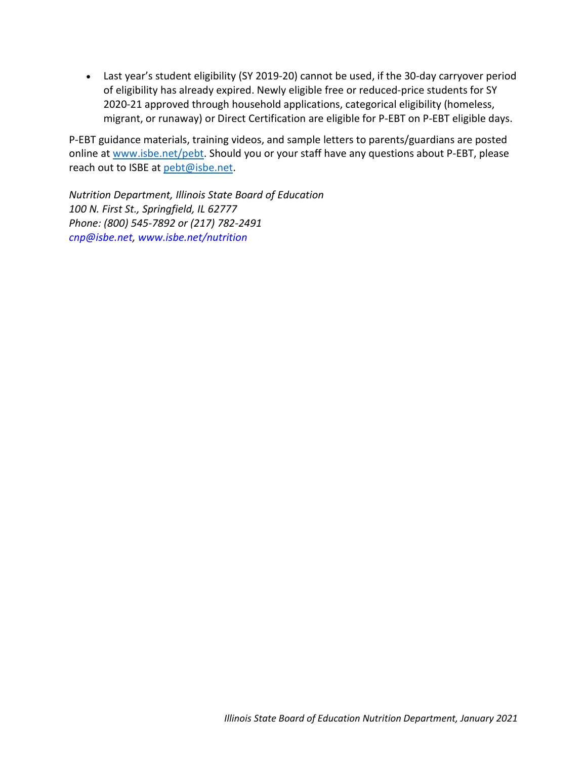- Last year's student eligibility (SY 2019-20) cannot be used, if the 30-day carryover period of eligibility has already expired. Newly eligible free or reduced-price students for SY 2020-21 approved through household applications, categorical eligibility (homeless, migrant, or runaway) or Direct Certification are eligible for P-EBT on P-EBT eligible days.

P-EBT guidance materials, training videos, and sample letters to parents/guardians are posted online at [www.isbe.net/pebt](http://www.isbe.net/pebt). Should you or your staff have any questions about P-EBT, please reach out to ISBE at [pebt@isbe.net](mailto:pebt@isbe.net).

*Nutrition Department, Illinois State Board of Education*
*100 N. First St., Springfield, IL 62777*
*Phone: (800) 545-7892 or (217) 782-2491*
*cnp@isbe.net, www.isbe.net/nutrition*

*Illinois State Board of Education Nutrition Department, January 2021*